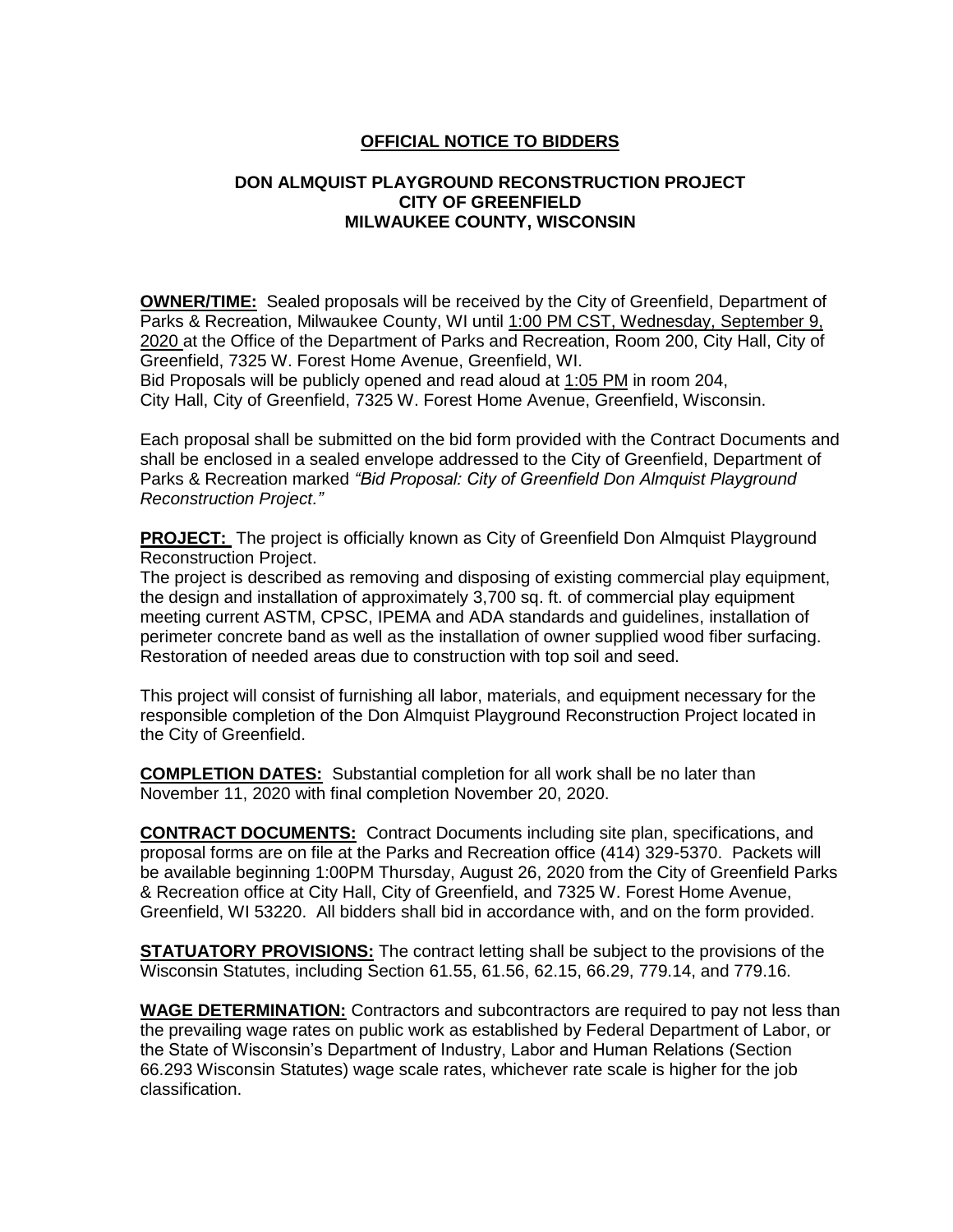# OFFICIAL NOTICE TO BIDDERS

## DON ALMQUIST PLAYGROUND RECONSTRUCTION PROJECT
## CITY OF GREENFIELD
## MILWAUKEE COUNTY, WISCONSIN

**OWNER/TIME:** Sealed proposals will be received by the City of Greenfield, Department of Parks & Recreation, Milwaukee County, WI until 1:00 PM CST, Wednesday, September 9, 2020 at the Office of the Department of Parks and Recreation, Room 200, City Hall, City of Greenfield, 7325 W. Forest Home Avenue, Greenfield, WI.
Bid Proposals will be publicly opened and read aloud at 1:05 PM in room 204, City Hall, City of Greenfield, 7325 W. Forest Home Avenue, Greenfield, Wisconsin.

Each proposal shall be submitted on the bid form provided with the Contract Documents and shall be enclosed in a sealed envelope addressed to the City of Greenfield, Department of Parks & Recreation marked *"Bid Proposal: City of Greenfield Don Almquist Playground Reconstruction Project."*

**PROJECT:** The project is officially known as City of Greenfield Don Almquist Playground Reconstruction Project.
The project is described as removing and disposing of existing commercial play equipment, the design and installation of approximately 3,700 sq. ft. of commercial play equipment meeting current ASTM, CPSC, IPEMA and ADA standards and guidelines, installation of perimeter concrete band as well as the installation of owner supplied wood fiber surfacing. Restoration of needed areas due to construction with top soil and seed.

This project will consist of furnishing all labor, materials, and equipment necessary for the responsible completion of the Don Almquist Playground Reconstruction Project located in the City of Greenfield.

**COMPLETION DATES:** Substantial completion for all work shall be no later than November 11, 2020 with final completion November 20, 2020.

**CONTRACT DOCUMENTS:** Contract Documents including site plan, specifications, and proposal forms are on file at the Parks and Recreation office (414) 329-5370. Packets will be available beginning 1:00PM Thursday, August 26, 2020 from the City of Greenfield Parks & Recreation office at City Hall, City of Greenfield, and 7325 W. Forest Home Avenue, Greenfield, WI 53220. All bidders shall bid in accordance with, and on the form provided.

**STATUTORY PROVISIONS:** The contract letting shall be subject to the provisions of the Wisconsin Statutes, including Section 61.55, 61.56, 62.15, 66.29, 779.14, and 779.16.

**WAGE DETERMINATION:** Contractors and subcontractors are required to pay not less than the prevailing wage rates on public work as established by Federal Department of Labor, or the State of Wisconsin's Department of Industry, Labor and Human Relations (Section 66.293 Wisconsin Statutes) wage scale rates, whichever rate scale is higher for the job classification.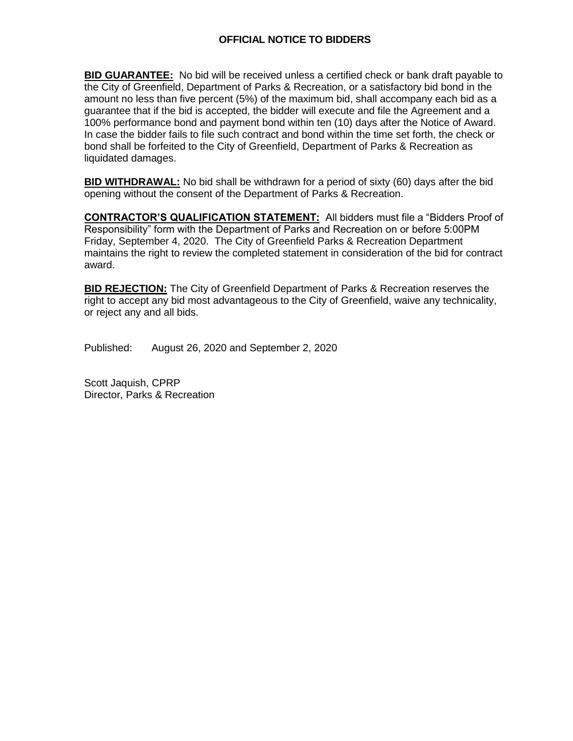# OFFICIAL NOTICE TO BIDDERS

**BID GUARANTEE:** No bid will be received unless a certified check or bank draft payable to the City of Greenfield, Department of Parks & Recreation, or a satisfactory bid bond in the amount no less than five percent (5%) of the maximum bid, shall accompany each bid as a guarantee that if the bid is accepted, the bidder will execute and file the Agreement and a 100% performance bond and payment bond within ten (10) days after the Notice of Award. In case the bidder fails to file such contract and bond within the time set forth, the check or bond shall be forfeited to the City of Greenfield, Department of Parks & Recreation as liquidated damages.

**BID WITHDRAWAL:** No bid shall be withdrawn for a period of sixty (60) days after the bid opening without the consent of the Department of Parks & Recreation.

**CONTRACTOR'S QUALIFICATION STATEMENT:** All bidders must file a "Bidders Proof of Responsibility" form with the Department of Parks and Recreation on or before 5:00PM Friday, September 4, 2020. The City of Greenfield Parks & Recreation Department maintains the right to review the completed statement in consideration of the bid for contract award.

**BID REJECTION:** The City of Greenfield Department of Parks & Recreation reserves the right to accept any bid most advantageous to the City of Greenfield, waive any technicality, or reject any and all bids.

Published: August 26, 2020 and September 2, 2020

Scott Jaquish, CPRP
Director, Parks & Recreation